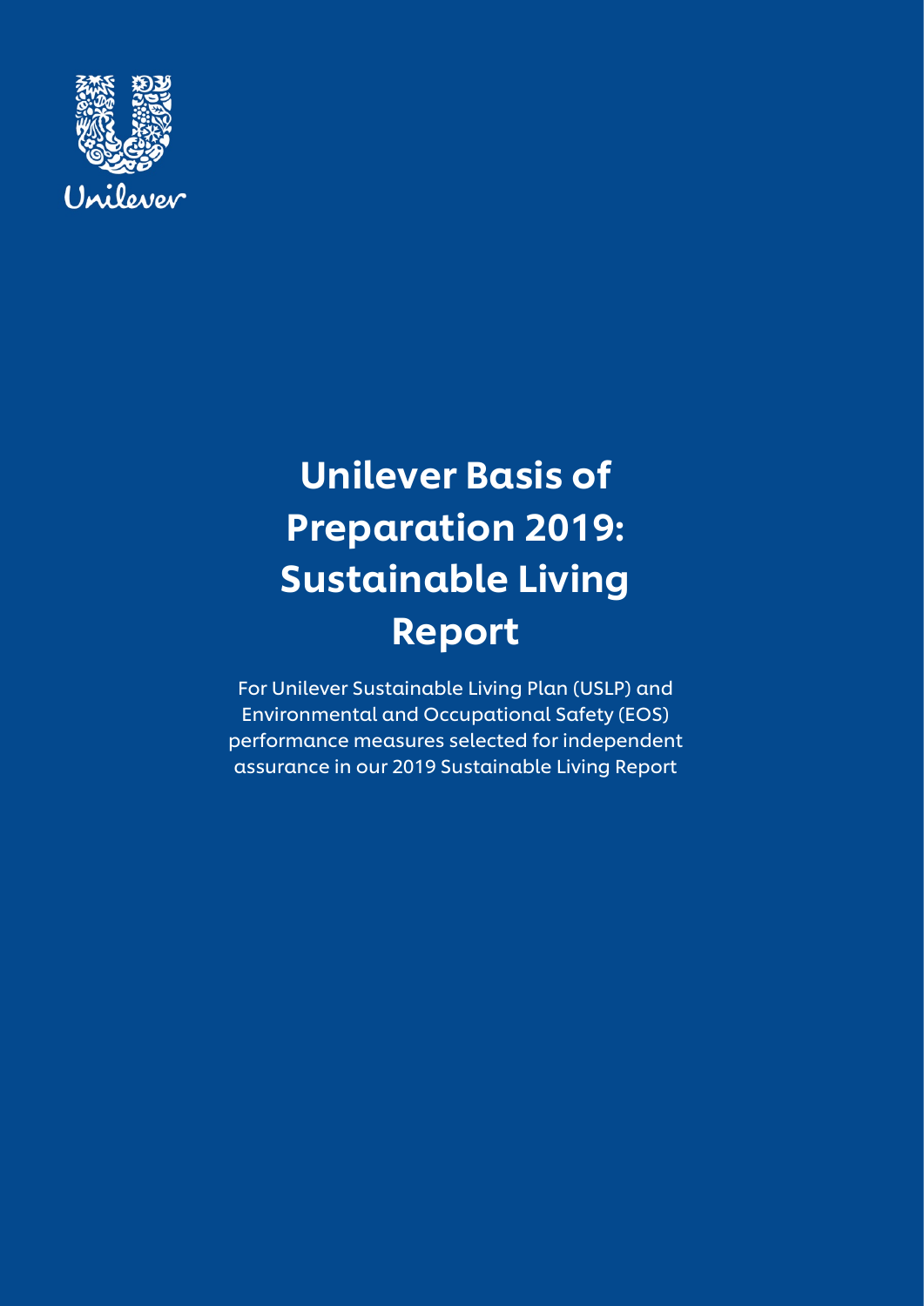Unilever

# Unilever Basis of Preparation 2019: Sustainable Living Report

For Unilever Sustainable Living Plan (USLP) and Environmental and Occupational Safety (EOS) performance measures selected for independent assurance in our 2019 Sustainable Living Report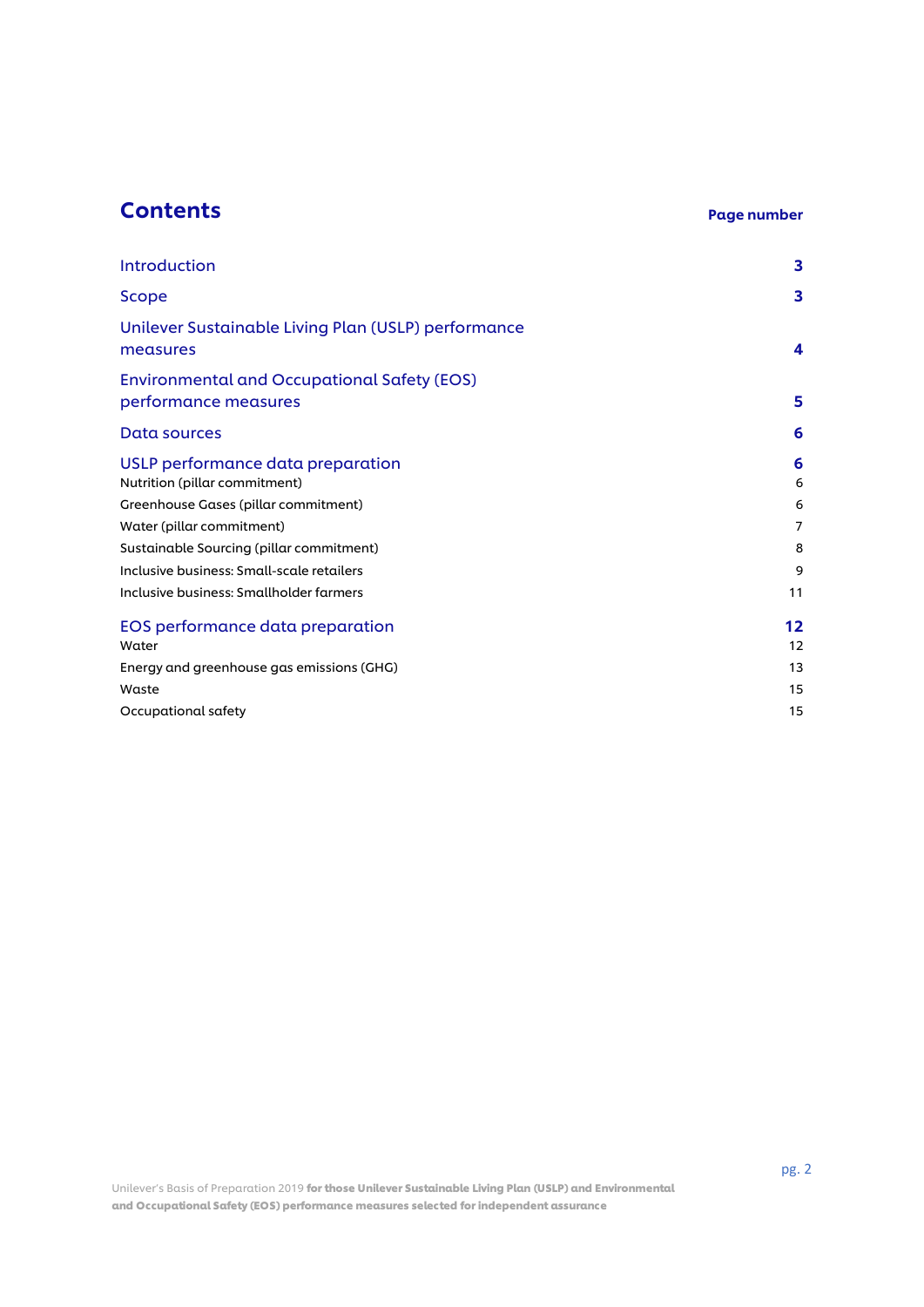# Contents

| | Page number |
|---|---|
| Introduction | 3 |
| Scope | 3 |
| Unilever Sustainable Living Plan (USLP) performance measures | 4 |
| Environmental and Occupational Safety (EOS) performance measures | 5 |
| Data sources | 6 |
| USLP performance data preparation | 6 |
| Nutrition (pillar commitment) | 6 |
| Greenhouse Gases (pillar commitment) | 6 |
| Water (pillar commitment) | 7 |
| Sustainable Sourcing (pillar commitment) | 8 |
| Inclusive business: Small-scale retailers | 9 |
| Inclusive business: Smallholder farmers | 11 |
| EOS performance data preparation | 12 |
| Water | 12 |
| Energy and greenhouse gas emissions (GHG) | 13 |
| Waste | 15 |
| Occupational safety | 15 |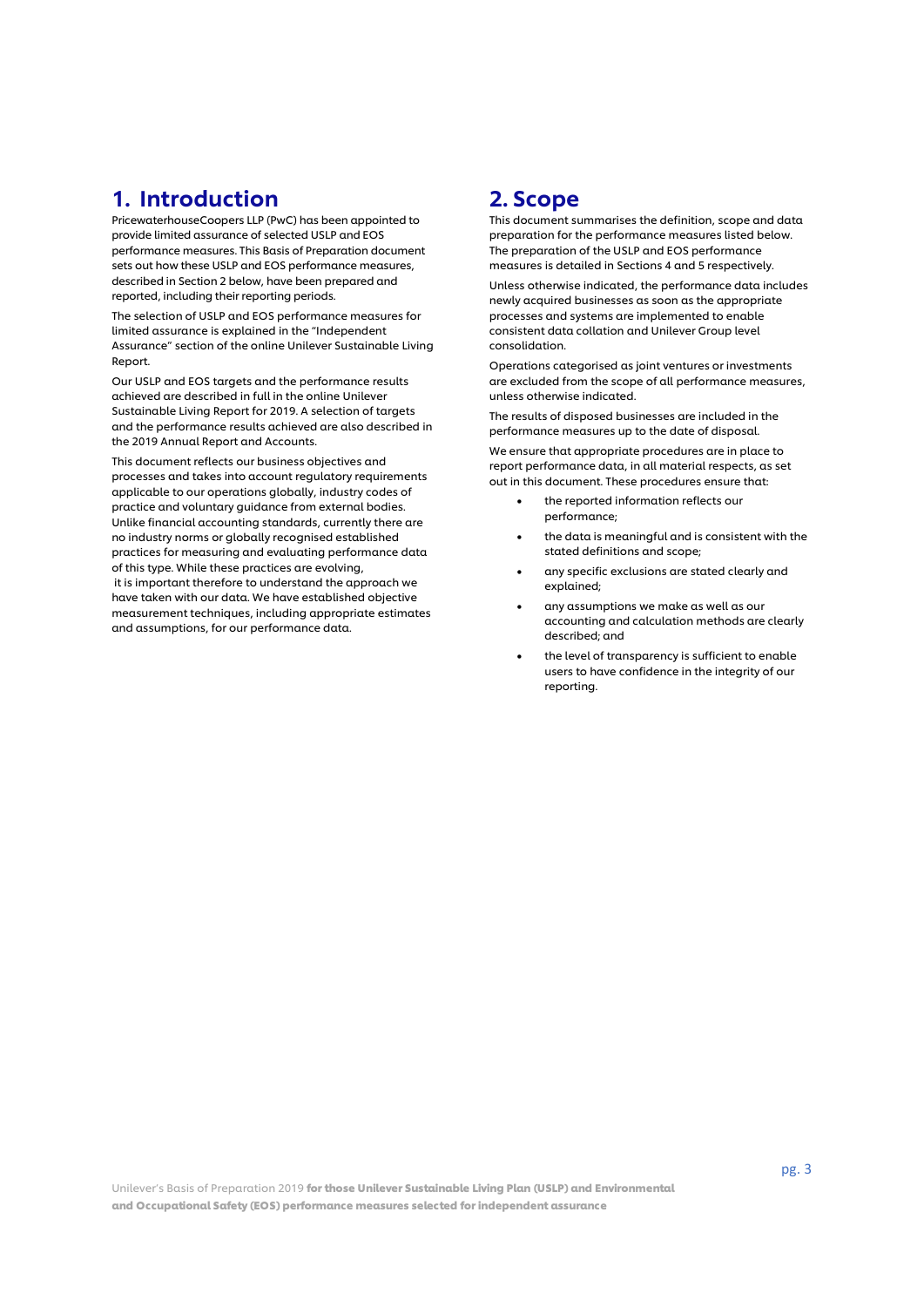# 1. Introduction

PricewaterhouseCoopers LLP (PwC) has been appointed to provide limited assurance of selected USLP and EOS performance measures. This Basis of Preparation document sets out how these USLP and EOS performance measures, described in Section 2 below, have been prepared and reported, including their reporting periods.

The selection of USLP and EOS performance measures for limited assurance is explained in the "Independent Assurance" section of the online Unilever Sustainable Living Report.

Our USLP and EOS targets and the performance results achieved are described in full in the online Unilever Sustainable Living Report for 2019. A selection of targets and the performance results achieved are also described in the 2019 Annual Report and Accounts.

This document reflects our business objectives and processes and takes into account regulatory requirements applicable to our operations globally, industry codes of practice and voluntary guidance from external bodies. Unlike financial accounting standards, currently there are no industry norms or globally recognised established practices for measuring and evaluating performance data of this type. While these practices are evolving, it is important therefore to understand the approach we have taken with our data. We have established objective measurement techniques, including appropriate estimates and assumptions, for our performance data.

# 2. Scope

This document summarises the definition, scope and data preparation for the performance measures listed below. The preparation of the USLP and EOS performance measures is detailed in Sections 4 and 5 respectively.

Unless otherwise indicated, the performance data includes newly acquired businesses as soon as the appropriate processes and systems are implemented to enable consistent data collation and Unilever Group level consolidation.

Operations categorised as joint ventures or investments are excluded from the scope of all performance measures, unless otherwise indicated.

The results of disposed businesses are included in the performance measures up to the date of disposal.

We ensure that appropriate procedures are in place to report performance data, in all material respects, as set out in this document. These procedures ensure that:

- the reported information reflects our performance;
- the data is meaningful and is consistent with the stated definitions and scope;
- any specific exclusions are stated clearly and explained;
- any assumptions we make as well as our accounting and calculation methods are clearly described; and
- the level of transparency is sufficient to enable users to have confidence in the integrity of our reporting.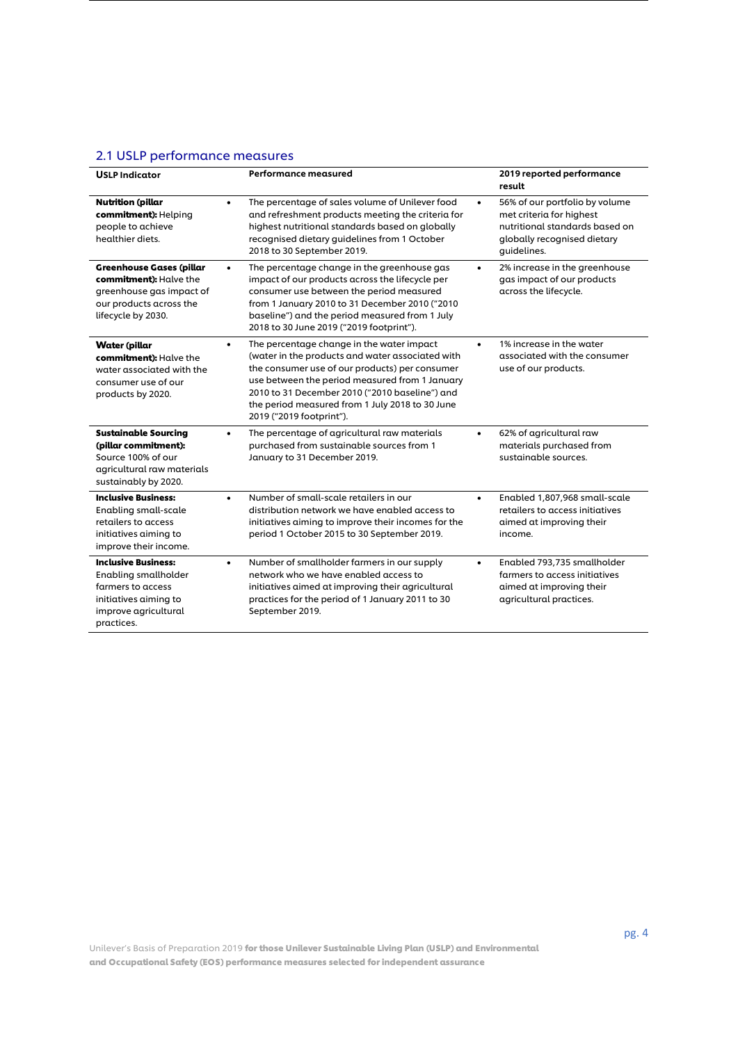## 2.1 USLP performance measures

| USLP Indicator | Performance measured | 2019 reported performance result |
|---|---|---|
| **Nutrition (pillar commitment):** Helping people to achieve healthier diets. | • The percentage of sales volume of Unilever food and refreshment products meeting the criteria for highest nutritional standards based on globally recognised dietary guidelines from 1 October 2018 to 30 September 2019. | • 56% of our portfolio by volume met criteria for highest nutritional standards based on globally recognised dietary guidelines. |
| **Greenhouse Gases (pillar commitment):** Halve the greenhouse gas impact of our products across the lifecycle by 2030. | • The percentage change in the greenhouse gas impact of our products across the lifecycle per consumer use between the period measured from 1 January 2010 to 31 December 2010 ("2010 baseline") and the period measured from 1 July 2018 to 30 June 2019 ("2019 footprint"). | • 2% increase in the greenhouse gas impact of our products across the lifecycle. |
| **Water (pillar commitment):** Halve the water associated with the consumer use of our products by 2020. | • The percentage change in the water impact (water in the products and water associated with the consumer use of our products) per consumer use between the period measured from 1 January 2010 to 31 December 2010 ("2010 baseline") and the period measured from 1 July 2018 to 30 June 2019 ("2019 footprint"). | • 1% increase in the water associated with the consumer use of our products. |
| **Sustainable Sourcing (pillar commitment):** Source 100% of our agricultural raw materials sustainably by 2020. | • The percentage of agricultural raw materials purchased from sustainable sources from 1 January to 31 December 2019. | • 62% of agricultural raw materials purchased from sustainable sources. |
| **Inclusive Business:** Enabling small-scale retailers to access initiatives aiming to improve their income. | • Number of small-scale retailers in our distribution network we have enabled access to initiatives aiming to improve their incomes for the period 1 October 2015 to 30 September 2019. | • Enabled 1,807,968 small-scale retailers to access initiatives aimed at improving their income. |
| **Inclusive Business:** Enabling smallholder farmers to access initiatives aiming to improve agricultural practices. | • Number of smallholder farmers in our supply network who we have enabled access to initiatives aimed at improving their agricultural practices for the period of 1 January 2011 to 30 September 2019. | • Enabled 793,735 smallholder farmers to access initiatives aimed at improving their agricultural practices. |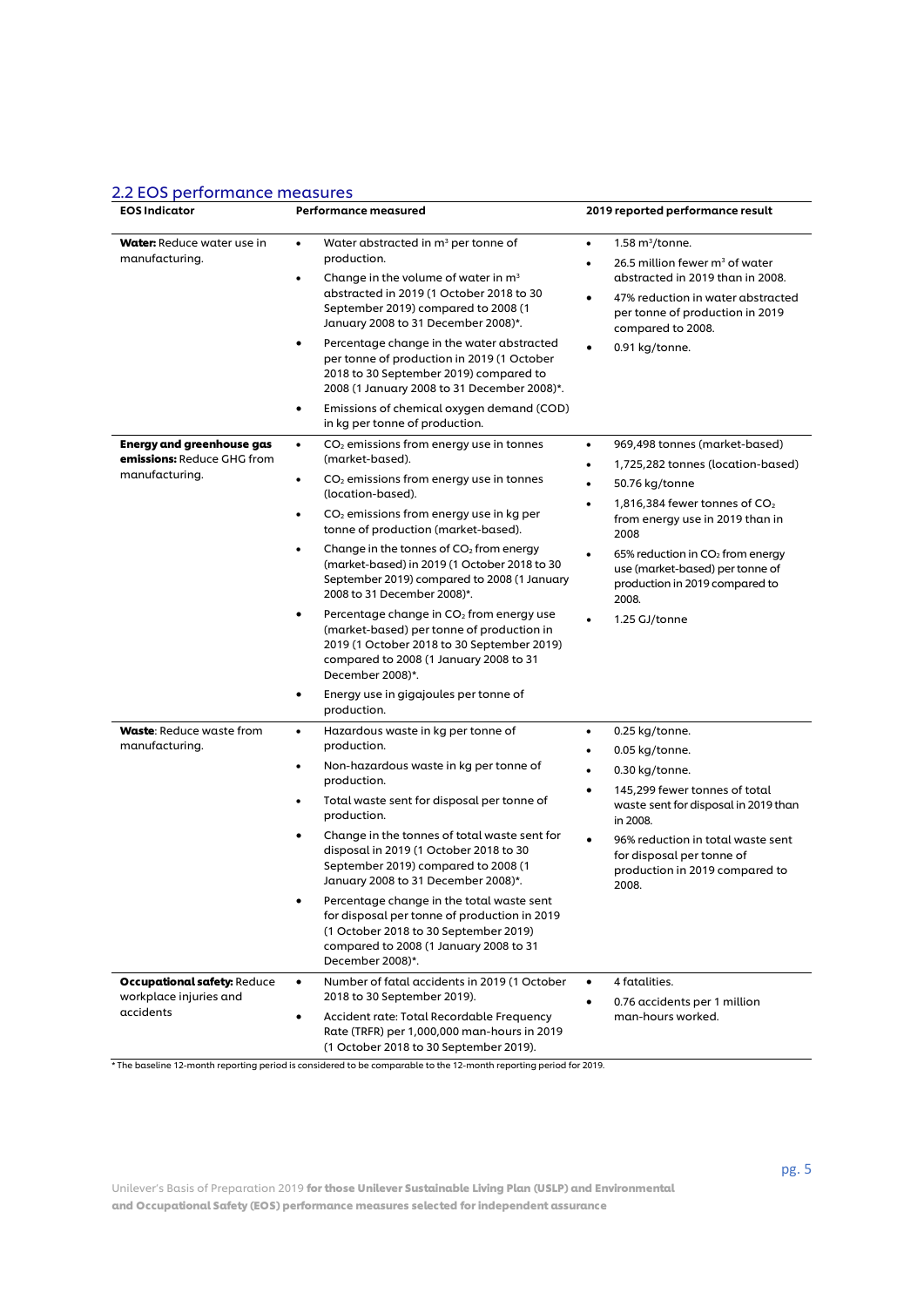## 2.2 EOS performance measures

| EOS Indicator | Performance measured | 2019 reported performance result |
|---|---|---|
| **Water:** Reduce water use in manufacturing. | • Water abstracted in m³ per tonne of production.<br>• Change in the volume of water in m³ abstracted in 2019 (1 October 2018 to 30 September 2019) compared to 2008 (1 January 2008 to 31 December 2008)*.<br>• Percentage change in the water abstracted per tonne of production in 2019 (1 October 2018 to 30 September 2019) compared to 2008 (1 January 2008 to 31 December 2008)*.<br>• Emissions of chemical oxygen demand (COD) in kg per tonne of production. | • 1.58 m³/tonne.<br>• 26.5 million fewer m³ of water abstracted in 2019 than in 2008.<br>• 47% reduction in water abstracted per tonne of production in 2019 compared to 2008.<br>• 0.91 kg/tonne. |
| **Energy and greenhouse gas emissions:** Reduce GHG from manufacturing. | • $CO_2$ emissions from energy use in tonnes (market-based).<br>• $CO_2$ emissions from energy use in tonnes (location-based).<br>• $CO_2$ emissions from energy use in kg per tonne of production (market-based).<br>• Change in the tonnes of $CO_2$ from energy (market-based) in 2019 (1 October 2018 to 30 September 2019) compared to 2008 (1 January 2008 to 31 December 2008)*.<br>• Percentage change in $CO_2$ from energy use (market-based) per tonne of production in 2019 (1 October 2018 to 30 September 2019) compared to 2008 (1 January 2008 to 31 December 2008)*.<br>• Energy use in gigajoules per tonne of production. | • 969,498 tonnes (market-based)<br>• 1,725,282 tonnes (location-based)<br>• 50.76 kg/tonne<br>• 1,816,384 fewer tonnes of $CO_2$ from energy use in 2019 than in 2008<br>• 65% reduction in $CO_2$ from energy use (market-based) per tonne of production in 2019 compared to 2008.<br>• 1.25 GJ/tonne |
| **Waste**: Reduce waste from manufacturing. | • Hazardous waste in kg per tonne of production.<br>• Non-hazardous waste in kg per tonne of production.<br>• Total waste sent for disposal per tonne of production.<br>• Change in the tonnes of total waste sent for disposal in 2019 (1 October 2018 to 30 September 2019) compared to 2008 (1 January 2008 to 31 December 2008)*.<br>• Percentage change in the total waste sent for disposal per tonne of production in 2019 (1 October 2018 to 30 September 2019) compared to 2008 (1 January 2008 to 31 December 2008)*. | • 0.25 kg/tonne.<br>• 0.05 kg/tonne.<br>• 0.30 kg/tonne.<br>• 145,299 fewer tonnes of total waste sent for disposal in 2019 than in 2008.<br>• 96% reduction in total waste sent for disposal per tonne of production in 2019 compared to 2008. |
| **Occupational safety:** Reduce workplace injuries and accidents | • Number of fatal accidents in 2019 (1 October 2018 to 30 September 2019).<br>• Accident rate: Total Recordable Frequency Rate (TRFR) per 1,000,000 man-hours in 2019 (1 October 2018 to 30 September 2019). | • 4 fatalities.<br>• 0.76 accidents per 1 million man-hours worked. |

* The baseline 12-month reporting period is considered to be comparable to the 12-month reporting period for 2019.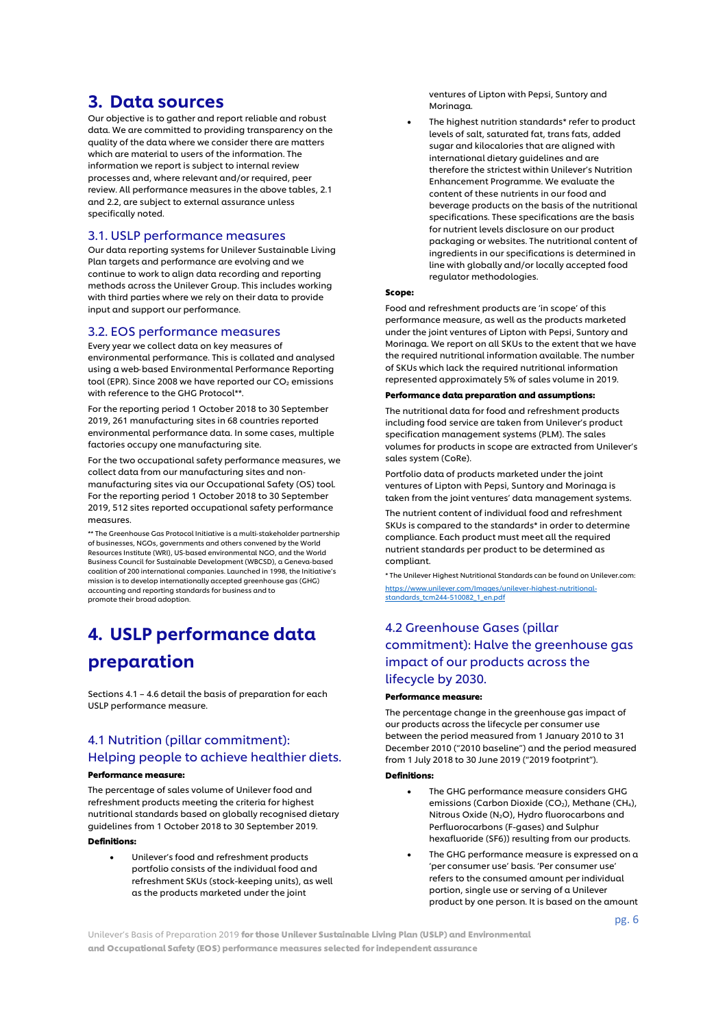# 3. Data sources

Our objective is to gather and report reliable and robust data. We are committed to providing transparency on the quality of the data where we consider there are matters which are material to users of the information. The information we report is subject to internal review processes and, where relevant and/or required, peer review. All performance measures in the above tables, 2.1 and 2.2, are subject to external assurance unless specifically noted.

## 3.1. USLP performance measures

Our data reporting systems for Unilever Sustainable Living Plan targets and performance are evolving and we continue to work to align data recording and reporting methods across the Unilever Group. This includes working with third parties where we rely on their data to provide input and support our performance.

## 3.2. EOS performance measures

Every year we collect data on key measures of environmental performance. This is collated and analysed using a web-based Environmental Performance Reporting tool (EPR). Since 2008 we have reported our $CO_2$ emissions with reference to the GHG Protocol**.

For the reporting period 1 October 2018 to 30 September 2019, 261 manufacturing sites in 68 countries reported environmental performance data. In some cases, multiple factories occupy one manufacturing site.

For the two occupational safety performance measures, we collect data from our manufacturing sites and non-manufacturing sites via our Occupational Safety (OS) tool. For the reporting period 1 October 2018 to 30 September 2019, 512 sites reported occupational safety performance measures.

** The Greenhouse Gas Protocol Initiative is a multi-stakeholder partnership of businesses, NGOs, governments and others convened by the World Resources Institute (WRI), US-based environmental NGO, and the World Business Council for Sustainable Development (WBCSD), a Geneva-based coalition of 200 international companies. Launched in 1998, the Initiative's mission is to develop internationally accepted greenhouse gas (GHG) accounting and reporting standards for business and to promote their broad adoption.

# 4. USLP performance data preparation

Sections 4.1 – 4.6 detail the basis of preparation for each USLP performance measure.

## 4.1 Nutrition (pillar commitment): Helping people to achieve healthier diets.

**Performance measure:**

The percentage of sales volume of Unilever food and refreshment products meeting the criteria for highest nutritional standards based on globally recognised dietary guidelines from 1 October 2018 to 30 September 2019.

**Definitions:**

- Unilever's food and refreshment products portfolio consists of the individual food and refreshment SKUs (stock-keeping units), as well as the products marketed under the joint ventures of Lipton with Pepsi, Suntory and Morinaga.
- The highest nutrition standards* refer to product levels of salt, saturated fat, trans fats, added sugar and kilocalories that are aligned with international dietary guidelines and are therefore the strictest within Unilever's Nutrition Enhancement Programme. We evaluate the content of these nutrients in our food and beverage products on the basis of the nutritional specifications. These specifications are the basis for nutrient levels disclosure on our product packaging or websites. The nutritional content of ingredients in our specifications is determined in line with globally and/or locally accepted food regulator methodologies.

**Scope:**

Food and refreshment products are 'in scope' of this performance measure, as well as the products marketed under the joint ventures of Lipton with Pepsi, Suntory and Morinaga. We report on all SKUs to the extent that we have the required nutritional information available. The number of SKUs which lack the required nutritional information represented approximately 5% of sales volume in 2019.

**Performance data preparation and assumptions:**

The nutritional data for food and refreshment products including food service are taken from Unilever's product specification management systems (PLM). The sales volumes for products in scope are extracted from Unilever's sales system (CoRe).

Portfolio data of products marketed under the joint ventures of Lipton with Pepsi, Suntory and Morinaga is taken from the joint ventures' data management systems.

The nutrient content of individual food and refreshment SKUs is compared to the standards* in order to determine compliance. Each product must meet all the required nutrient standards per product to be determined as compliant.

* The Unilever Highest Nutritional Standards can be found on Unilever.com: https://www.unilever.com/Images/unilever-highest-nutritional-standards_tcm244-510082_1_en.pdf

## 4.2 Greenhouse Gases (pillar commitment): Halve the greenhouse gas impact of our products across the lifecycle by 2030.

**Performance measure:**

The percentage change in the greenhouse gas impact of our products across the lifecycle per consumer use between the period measured from 1 January 2010 to 31 December 2010 ("2010 baseline") and the period measured from 1 July 2018 to 30 June 2019 ("2019 footprint").

**Definitions:**

- The GHG performance measure considers GHG emissions (Carbon Dioxide ($CO_2$), Methane ($CH_4$), Nitrous Oxide ($N_2O$), Hydro fluorocarbons and Perfluorocarbons (F-gases) and Sulphur hexafluoride (SF6)) resulting from our products.
- The GHG performance measure is expressed on a 'per consumer use' basis. 'Per consumer use' refers to the consumed amount per individual portion, single use or serving of a Unilever product by one person. It is based on the amount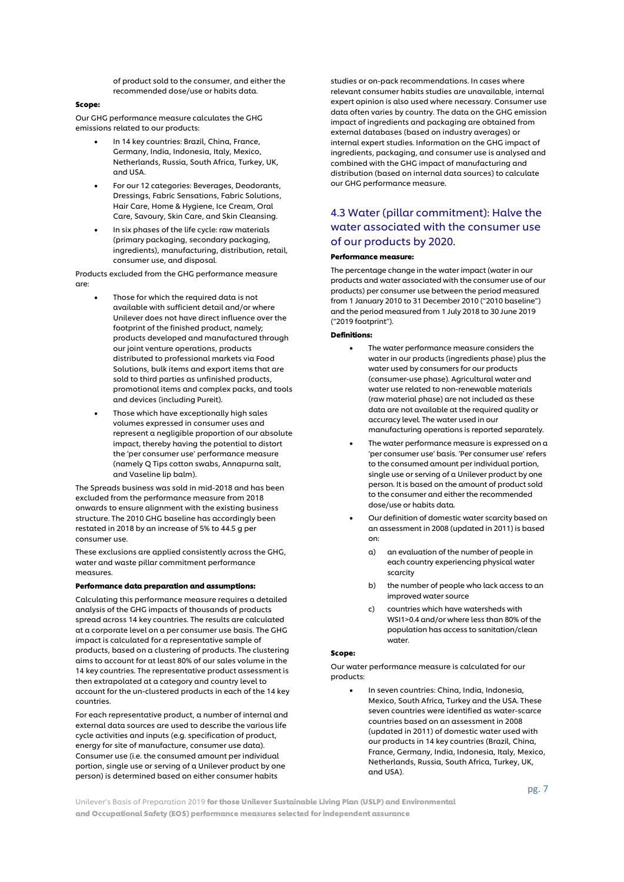of product sold to the consumer, and either the recommended dose/use or habits data.

**Scope:**

Our GHG performance measure calculates the GHG emissions related to our products:

- In 14 key countries: Brazil, China, France, Germany, India, Indonesia, Italy, Mexico, Netherlands, Russia, South Africa, Turkey, UK, and USA.
- For our 12 categories: Beverages, Deodorants, Dressings, Fabric Sensations, Fabric Solutions, Hair Care, Home & Hygiene, Ice Cream, Oral Care, Savoury, Skin Care, and Skin Cleansing.
- In six phases of the life cycle: raw materials (primary packaging, secondary packaging, ingredients), manufacturing, distribution, retail, consumer use, and disposal.

Products excluded from the GHG performance measure are:

- Those for which the required data is not available with sufficient detail and/or where Unilever does not have direct influence over the footprint of the finished product, namely; products developed and manufactured through our joint venture operations, products distributed to professional markets via Food Solutions, bulk items and export items that are sold to third parties as unfinished products, promotional items and complex packs, and tools and devices (including Pureit).
- Those which have exceptionally high sales volumes expressed in consumer uses and represent a negligible proportion of our absolute impact, thereby having the potential to distort the 'per consumer use' performance measure (namely Q Tips cotton swabs, Annapurna salt, and Vaseline lip balm).

The Spreads business was sold in mid-2018 and has been excluded from the performance measure from 2018 onwards to ensure alignment with the existing business structure. The 2010 GHG baseline has accordingly been restated in 2018 by an increase of 5% to 44.5 g per consumer use.

These exclusions are applied consistently across the GHG, water and waste pillar commitment performance measures.

**Performance data preparation and assumptions:**

Calculating this performance measure requires a detailed analysis of the GHG impacts of thousands of products spread across 14 key countries. The results are calculated at a corporate level on a per consumer use basis. The GHG impact is calculated for a representative sample of products, based on a clustering of products. The clustering aims to account for at least 80% of our sales volume in the 14 key countries. The representative product assessment is then extrapolated at a category and country level to account for the un-clustered products in each of the 14 key countries.

For each representative product, a number of internal and external data sources are used to describe the various life cycle activities and inputs (e.g. specification of product, energy for site of manufacture, consumer use data). Consumer use (i.e. the consumed amount per individual portion, single use or serving of a Unilever product by one person) is determined based on either consumer habits studies or on-pack recommendations. In cases where relevant consumer habits studies are unavailable, internal expert opinion is also used where necessary. Consumer use data often varies by country. The data on the GHG emission impact of ingredients and packaging are obtained from external databases (based on industry averages) or internal expert studies. Information on the GHG impact of ingredients, packaging, and consumer use is analysed and combined with the GHG impact of manufacturing and distribution (based on internal data sources) to calculate our GHG performance measure.

## 4.3 Water (pillar commitment): Halve the water associated with the consumer use of our products by 2020.

**Performance measure:**

The percentage change in the water impact (water in our products and water associated with the consumer use of our products) per consumer use between the period measured from 1 January 2010 to 31 December 2010 ("2010 baseline") and the period measured from 1 July 2018 to 30 June 2019 ("2019 footprint").

**Definitions:**

- The water performance measure considers the water in our products (ingredients phase) plus the water used by consumers for our products (consumer-use phase). Agricultural water and water use related to non-renewable materials (raw material phase) are not included as these data are not available at the required quality or accuracy level. The water used in our manufacturing operations is reported separately.
- The water performance measure is expressed on a 'per consumer use' basis. 'Per consumer use' refers to the consumed amount per individual portion, single use or serving of a Unilever product by one person. It is based on the amount of product sold to the consumer and either the recommended dose/use or habits data.
- Our definition of domestic water scarcity based on an assessment in 2008 (updated in 2011) is based on:
    a) an evaluation of the number of people in each country experiencing physical water scarcity
    b) the number of people who lack access to an improved water source
    c) countries which have watersheds with WSI1>0.4 and/or where less than 80% of the population has access to sanitation/clean water.

**Scope:**

Our water performance measure is calculated for our products:

- In seven countries: China, India, Indonesia, Mexico, South Africa, Turkey and the USA. These seven countries were identified as water-scarce countries based on an assessment in 2008 (updated in 2011) of domestic water used with our products in 14 key countries (Brazil, China, France, Germany, India, Indonesia, Italy, Mexico, Netherlands, Russia, South Africa, Turkey, UK, and USA).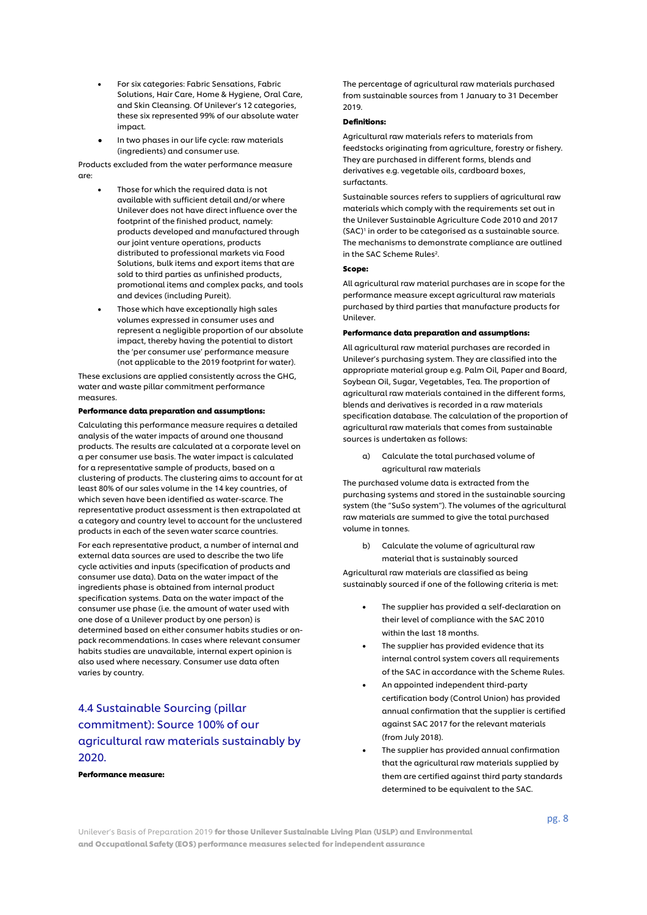- For six categories: Fabric Sensations, Fabric Solutions, Hair Care, Home & Hygiene, Oral Care, and Skin Cleansing. Of Unilever's 12 categories, these six represented 99% of our absolute water impact.
- In two phases in our life cycle: raw materials (ingredients) and consumer use.

Products excluded from the water performance measure are:

- Those for which the required data is not available with sufficient detail and/or where Unilever does not have direct influence over the footprint of the finished product, namely: products developed and manufactured through our joint venture operations, products distributed to professional markets via Food Solutions, bulk items and export items that are sold to third parties as unfinished products, promotional items and complex packs, and tools and devices (including Pureit).
- Those which have exceptionally high sales volumes expressed in consumer uses and represent a negligible proportion of our absolute impact, thereby having the potential to distort the 'per consumer use' performance measure (not applicable to the 2019 footprint for water).

These exclusions are applied consistently across the GHG, water and waste pillar commitment performance measures.

**Performance data preparation and assumptions:**

Calculating this performance measure requires a detailed analysis of the water impacts of around one thousand products. The results are calculated at a corporate level on a per consumer use basis. The water impact is calculated for a representative sample of products, based on a clustering of products. The clustering aims to account for at least 80% of our sales volume in the 14 key countries, of which seven have been identified as water-scarce. The representative product assessment is then extrapolated at a category and country level to account for the unclustered products in each of the seven water scarce countries.

For each representative product, a number of internal and external data sources are used to describe the two life cycle activities and inputs (specification of products and consumer use data). Data on the water impact of the ingredients phase is obtained from internal product specification systems. Data on the water impact of the consumer use phase (i.e. the amount of water used with one dose of a Unilever product by one person) is determined based on either consumer habits studies or on-pack recommendations. In cases where relevant consumer habits studies are unavailable, internal expert opinion is also used where necessary. Consumer use data often varies by country.

## 4.4 Sustainable Sourcing (pillar commitment): Source 100% of our agricultural raw materials sustainably by 2020.

**Performance measure:**

The percentage of agricultural raw materials purchased from sustainable sources from 1 January to 31 December 2019.

**Definitions:**

Agricultural raw materials refers to materials from feedstocks originating from agriculture, forestry or fishery. They are purchased in different forms, blends and derivatives e.g. vegetable oils, cardboard boxes, surfactants.

Sustainable sources refers to suppliers of agricultural raw materials which comply with the requirements set out in the Unilever Sustainable Agriculture Code 2010 and 2017 (SAC)[1] in order to be categorised as a sustainable source. The mechanisms to demonstrate compliance are outlined in the SAC Scheme Rules[2].

**Scope:**

All agricultural raw material purchases are in scope for the performance measure except agricultural raw materials purchased by third parties that manufacture products for Unilever.

**Performance data preparation and assumptions:**

All agricultural raw material purchases are recorded in Unilever's purchasing system. They are classified into the appropriate material group e.g. Palm Oil, Paper and Board, Soybean Oil, Sugar, Vegetables, Tea. The proportion of agricultural raw materials contained in the different forms, blends and derivatives is recorded in a raw materials specification database. The calculation of the proportion of agricultural raw materials that comes from sustainable sources is undertaken as follows:

a) Calculate the total purchased volume of agricultural raw materials

The purchased volume data is extracted from the purchasing systems and stored in the sustainable sourcing system (the "SuSo system"). The volumes of the agricultural raw materials are summed to give the total purchased volume in tonnes.

b) Calculate the volume of agricultural raw material that is sustainably sourced

Agricultural raw materials are classified as being sustainably sourced if one of the following criteria is met:

- The supplier has provided a self-declaration on their level of compliance with the SAC 2010 within the last 18 months.
- The supplier has provided evidence that its internal control system covers all requirements of the SAC in accordance with the Scheme Rules.
- An appointed independent third-party certification body (Control Union) has provided annual confirmation that the supplier is certified against SAC 2017 for the relevant materials (from July 2018).
- The supplier has provided annual confirmation that the agricultural raw materials supplied by them are certified against third party standards determined to be equivalent to the SAC.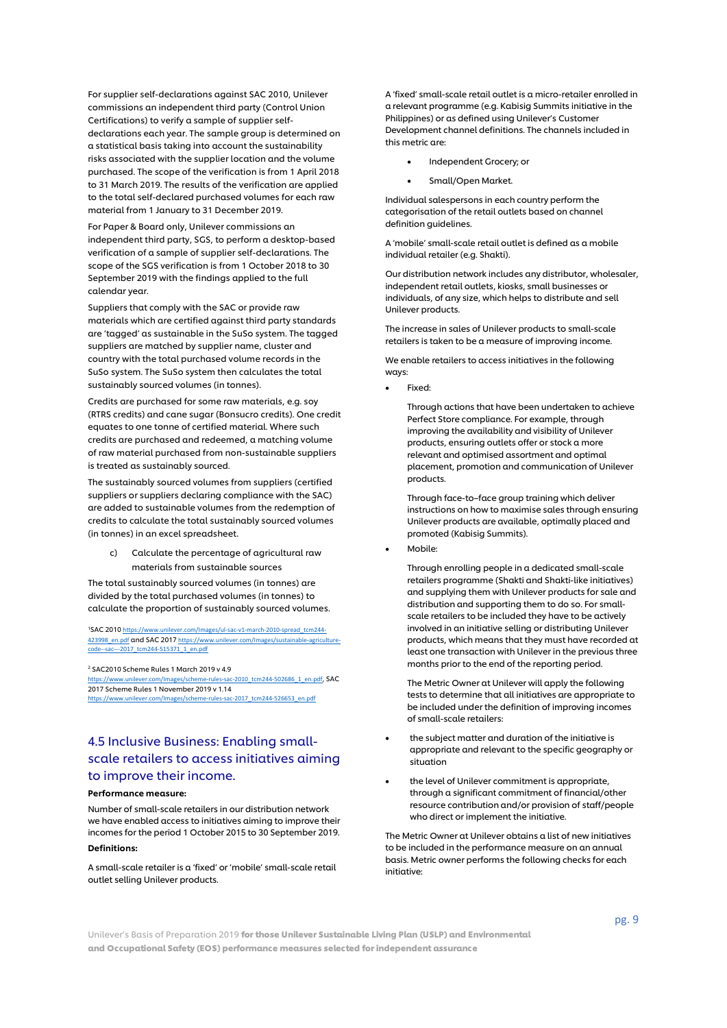For supplier self-declarations against SAC 2010, Unilever commissions an independent third party (Control Union Certifications) to verify a sample of supplier self-declarations each year. The sample group is determined on a statistical basis taking into account the sustainability risks associated with the supplier location and the volume purchased. The scope of the verification is from 1 April 2018 to 31 March 2019. The results of the verification are applied to the total self-declared purchased volumes for each raw material from 1 January to 31 December 2019.

For Paper & Board only, Unilever commissions an independent third party, SGS, to perform a desktop-based verification of a sample of supplier self-declarations. The scope of the SGS verification is from 1 October 2018 to 30 September 2019 with the findings applied to the full calendar year.

Suppliers that comply with the SAC or provide raw materials which are certified against third party standards are 'tagged' as sustainable in the SuSo system. The tagged suppliers are matched by supplier name, cluster and country with the total purchased volume records in the SuSo system. The SuSo system then calculates the total sustainably sourced volumes (in tonnes).

Credits are purchased for some raw materials, e.g. soy (RTRS credits) and cane sugar (Bonsucro credits). One credit equates to one tonne of certified material. Where such credits are purchased and redeemed, a matching volume of raw material purchased from non-sustainable suppliers is treated as sustainably sourced.

The sustainably sourced volumes from suppliers (certified suppliers or suppliers declaring compliance with the SAC) are added to sustainable volumes from the redemption of credits to calculate the total sustainably sourced volumes (in tonnes) in an excel spreadsheet.

c) Calculate the percentage of agricultural raw materials from sustainable sources

The total sustainably sourced volumes (in tonnes) are divided by the total purchased volumes (in tonnes) to calculate the proportion of sustainably sourced volumes.

[1]SAC 2010 https://www.unilever.com/Images/ul-sac-v1-march-2010-spread_tcm244-423998_en.pdf and SAC 2017 https://www.unilever.com/Images/sustainable-agriculture-code--sac---2017_tcm244-515371_1_en.pdf

[2] SAC2010 Scheme Rules 1 March 2019 v 4.9 https://www.unilever.com/Images/scheme-rules-sac-2010_tcm244-502686_1_en.pdf, SAC 2017 Scheme Rules 1 November 2019 v 1.14 https://www.unilever.com/Images/scheme-rules-sac-2017_tcm244-526653_en.pdf

## 4.5 Inclusive Business: Enabling small-scale retailers to access initiatives aiming to improve their income.

**Performance measure:**

Number of small-scale retailers in our distribution network we have enabled access to initiatives aiming to improve their incomes for the period 1 October 2015 to 30 September 2019.

**Definitions:**

A small-scale retailer is a 'fixed' or 'mobile' small-scale retail outlet selling Unilever products.

A 'fixed' small-scale retail outlet is a micro-retailer enrolled in a relevant programme (e.g. Kabisig Summits initiative in the Philippines) or as defined using Unilever's Customer Development channel definitions. The channels included in this metric are:

- Independent Grocery; or
- Small/Open Market.

Individual salespersons in each country perform the categorisation of the retail outlets based on channel definition guidelines.

A 'mobile' small-scale retail outlet is defined as a mobile individual retailer (e.g. Shakti).

Our distribution network includes any distributor, wholesaler, independent retail outlets, kiosks, small businesses or individuals, of any size, which helps to distribute and sell Unilever products.

The increase in sales of Unilever products to small-scale retailers is taken to be a measure of improving income.

We enable retailers to access initiatives in the following ways:

- Fixed:

  Through actions that have been undertaken to achieve Perfect Store compliance. For example, through improving the availability and visibility of Unilever products, ensuring outlets offer or stock a more relevant and optimised assortment and optimal placement, promotion and communication of Unilever products.

  Through face-to–face group training which deliver instructions on how to maximise sales through ensuring Unilever products are available, optimally placed and promoted (Kabisig Summits).

- Mobile:

  Through enrolling people in a dedicated small-scale retailers programme (Shakti and Shakti-like initiatives) and supplying them with Unilever products for sale and distribution and supporting them to do so. For small-scale retailers to be included they have to be actively involved in an initiative selling or distributing Unilever products, which means that they must have recorded at least one transaction with Unilever in the previous three months prior to the end of the reporting period.

  The Metric Owner at Unilever will apply the following tests to determine that all initiatives are appropriate to be included under the definition of improving incomes of small-scale retailers:

- the subject matter and duration of the initiative is appropriate and relevant to the specific geography or situation
- the level of Unilever commitment is appropriate, through a significant commitment of financial/other resource contribution and/or provision of staff/people who direct or implement the initiative.

The Metric Owner at Unilever obtains a list of new initiatives to be included in the performance measure on an annual basis. Metric owner performs the following checks for each initiative: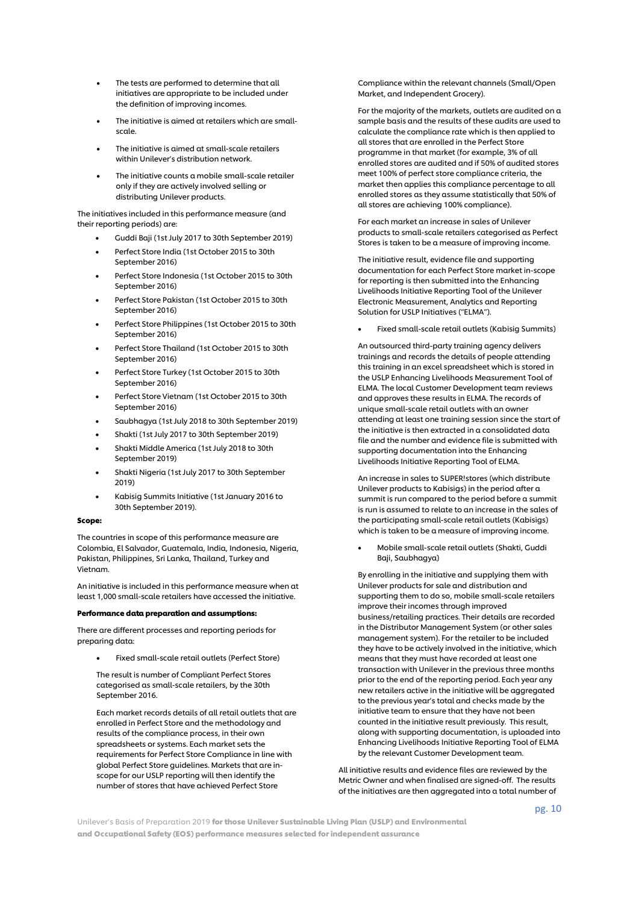- The tests are performed to determine that all initiatives are appropriate to be included under the definition of improving incomes.
- The initiative is aimed at retailers which are small-scale.
- The initiative is aimed at small-scale retailers within Unilever's distribution network.
- The initiative counts a mobile small-scale retailer only if they are actively involved selling or distributing Unilever products.

The initiatives included in this performance measure (and their reporting periods) are:

- Guddi Baji (1st July 2017 to 30th September 2019)
- Perfect Store India (1st October 2015 to 30th September 2016)
- Perfect Store Indonesia (1st October 2015 to 30th September 2016)
- Perfect Store Pakistan (1st October 2015 to 30th September 2016)
- Perfect Store Philippines (1st October 2015 to 30th September 2016)
- Perfect Store Thailand (1st October 2015 to 30th September 2016)
- Perfect Store Turkey (1st October 2015 to 30th September 2016)
- Perfect Store Vietnam (1st October 2015 to 30th September 2016)
- Saubhagya (1st July 2018 to 30th September 2019)
- Shakti (1st July 2017 to 30th September 2019)
- Shakti Middle America (1st July 2018 to 30th September 2019)
- Shakti Nigeria (1st July 2017 to 30th September 2019)
- Kabisig Summits Initiative (1st January 2016 to 30th September 2019).

**Scope:**

The countries in scope of this performance measure are Colombia, El Salvador, Guatemala, India, Indonesia, Nigeria, Pakistan, Philippines, Sri Lanka, Thailand, Turkey and Vietnam.

An initiative is included in this performance measure when at least 1,000 small-scale retailers have accessed the initiative.

**Performance data preparation and assumptions:**

There are different processes and reporting periods for preparing data:

- Fixed small-scale retail outlets (Perfect Store)

The result is number of Compliant Perfect Stores categorised as small-scale retailers, by the 30th September 2016.

Each market records details of all retail outlets that are enrolled in Perfect Store and the methodology and results of the compliance process, in their own spreadsheets or systems. Each market sets the requirements for Perfect Store Compliance in line with global Perfect Store guidelines. Markets that are in-scope for our USLP reporting will then identify the number of stores that have achieved Perfect Store Compliance within the relevant channels (Small/Open Market, and Independent Grocery).

For the majority of the markets, outlets are audited on a sample basis and the results of these audits are used to calculate the compliance rate which is then applied to all stores that are enrolled in the Perfect Store programme in that market (for example, 3% of all enrolled stores are audited and if 50% of audited stores meet 100% of perfect store compliance criteria, the market then applies this compliance percentage to all enrolled stores as they assume statistically that 50% of all stores are achieving 100% compliance).

For each market an increase in sales of Unilever products to small-scale retailers categorised as Perfect Stores is taken to be a measure of improving income.

The initiative result, evidence file and supporting documentation for each Perfect Store market in-scope for reporting is then submitted into the Enhancing Livelihoods Initiative Reporting Tool of the Unilever Electronic Measurement, Analytics and Reporting Solution for USLP Initiatives ("ELMA").

- Fixed small-scale retail outlets (Kabisig Summits)

An outsourced third-party training agency delivers trainings and records the details of people attending this training in an excel spreadsheet which is stored in the USLP Enhancing Livelihoods Measurement Tool of ELMA. The local Customer Development team reviews and approves these results in ELMA. The records of unique small-scale retail outlets with an owner attending at least one training session since the start of the initiative is then extracted in a consolidated data file and the number and evidence file is submitted with supporting documentation into the Enhancing Livelihoods Initiative Reporting Tool of ELMA.

An increase in sales to SUPER!stores (which distribute Unilever products to Kabisigs) in the period after a summit is run compared to the period before a summit is run is assumed to relate to an increase in the sales of the participating small-scale retail outlets (Kabisigs) which is taken to be a measure of improving income.

- Mobile small-scale retail outlets (Shakti, Guddi Baji, Saubhagya)

By enrolling in the initiative and supplying them with Unilever products for sale and distribution and supporting them to do so, mobile small-scale retailers improve their incomes through improved business/retailing practices. Their details are recorded in the Distributor Management System (or other sales management system). For the retailer to be included they have to be actively involved in the initiative, which means that they must have recorded at least one transaction with Unilever in the previous three months prior to the end of the reporting period. Each year any new retailers active in the initiative will be aggregated to the previous year's total and checks made by the initiative team to ensure that they have not been counted in the initiative result previously. This result, along with supporting documentation, is uploaded into Enhancing Livelihoods Initiative Reporting Tool of ELMA by the relevant Customer Development team.

All initiative results and evidence files are reviewed by the Metric Owner and when finalised are signed-off. The results of the initiatives are then aggregated into a total number of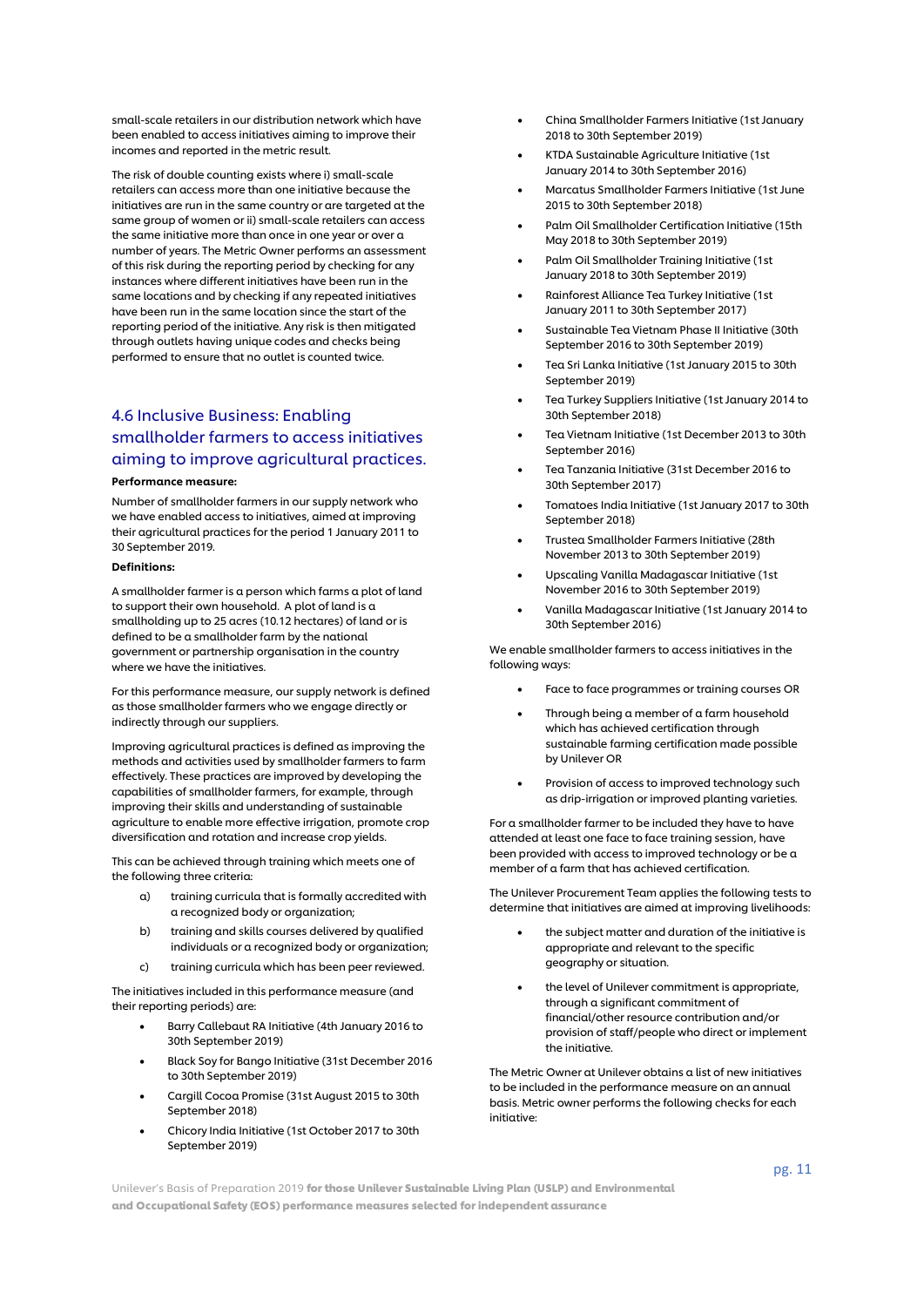small-scale retailers in our distribution network which have been enabled to access initiatives aiming to improve their incomes and reported in the metric result.

The risk of double counting exists where i) small-scale retailers can access more than one initiative because the initiatives are run in the same country or are targeted at the same group of women or ii) small-scale retailers can access the same initiative more than once in one year or over a number of years. The Metric Owner performs an assessment of this risk during the reporting period by checking for any instances where different initiatives have been run in the same locations and by checking if any repeated initiatives have been run in the same location since the start of the reporting period of the initiative. Any risk is then mitigated through outlets having unique codes and checks being performed to ensure that no outlet is counted twice.

## 4.6 Inclusive Business: Enabling smallholder farmers to access initiatives aiming to improve agricultural practices.

**Performance measure:**

Number of smallholder farmers in our supply network who we have enabled access to initiatives, aimed at improving their agricultural practices for the period 1 January 2011 to 30 September 2019.

**Definitions:**

A smallholder farmer is a person which farms a plot of land to support their own household. A plot of land is a smallholding up to 25 acres (10.12 hectares) of land or is defined to be a smallholder farm by the national government or partnership organisation in the country where we have the initiatives.

For this performance measure, our supply network is defined as those smallholder farmers who we engage directly or indirectly through our suppliers.

Improving agricultural practices is defined as improving the methods and activities used by smallholder farmers to farm effectively. These practices are improved by developing the capabilities of smallholder farmers, for example, through improving their skills and understanding of sustainable agriculture to enable more effective irrigation, promote crop diversification and rotation and increase crop yields.

This can be achieved through training which meets one of the following three criteria:

a) training curricula that is formally accredited with a recognized body or organization;
b) training and skills courses delivered by qualified individuals or a recognized body or organization;
c) training curricula which has been peer reviewed.

The initiatives included in this performance measure (and their reporting periods) are:

- Barry Callebaut RA Initiative (4th January 2016 to 30th September 2019)
- Black Soy for Bango Initiative (31st December 2016 to 30th September 2019)
- Cargill Cocoa Promise (31st August 2015 to 30th September 2018)
- Chicory India Initiative (1st October 2017 to 30th September 2019)
- China Smallholder Farmers Initiative (1st January 2018 to 30th September 2019)
- KTDA Sustainable Agriculture Initiative (1st January 2014 to 30th September 2016)
- Marcatus Smallholder Farmers Initiative (1st June 2015 to 30th September 2018)
- Palm Oil Smallholder Certification Initiative (15th May 2018 to 30th September 2019)
- Palm Oil Smallholder Training Initiative (1st January 2018 to 30th September 2019)
- Rainforest Alliance Tea Turkey Initiative (1st January 2011 to 30th September 2017)
- Sustainable Tea Vietnam Phase II Initiative (30th September 2016 to 30th September 2019)
- Tea Sri Lanka Initiative (1st January 2015 to 30th September 2019)
- Tea Turkey Suppliers Initiative (1st January 2014 to 30th September 2018)
- Tea Vietnam Initiative (1st December 2013 to 30th September 2016)
- Tea Tanzania Initiative (31st December 2016 to 30th September 2017)
- Tomatoes India Initiative (1st January 2017 to 30th September 2018)
- Trustea Smallholder Farmers Initiative (28th November 2013 to 30th September 2019)
- Upscaling Vanilla Madagascar Initiative (1st November 2016 to 30th September 2019)
- Vanilla Madagascar Initiative (1st January 2014 to 30th September 2016)

We enable smallholder farmers to access initiatives in the following ways:

- Face to face programmes or training courses OR
- Through being a member of a farm household which has achieved certification through sustainable farming certification made possible by Unilever OR
- Provision of access to improved technology such as drip-irrigation or improved planting varieties.

For a smallholder farmer to be included they have to have attended at least one face to face training session, have been provided with access to improved technology or be a member of a farm that has achieved certification.

The Unilever Procurement Team applies the following tests to determine that initiatives are aimed at improving livelihoods:

- the subject matter and duration of the initiative is appropriate and relevant to the specific geography or situation.
- the level of Unilever commitment is appropriate, through a significant commitment of financial/other resource contribution and/or provision of staff/people who direct or implement the initiative.

The Metric Owner at Unilever obtains a list of new initiatives to be included in the performance measure on an annual basis. Metric owner performs the following checks for each initiative: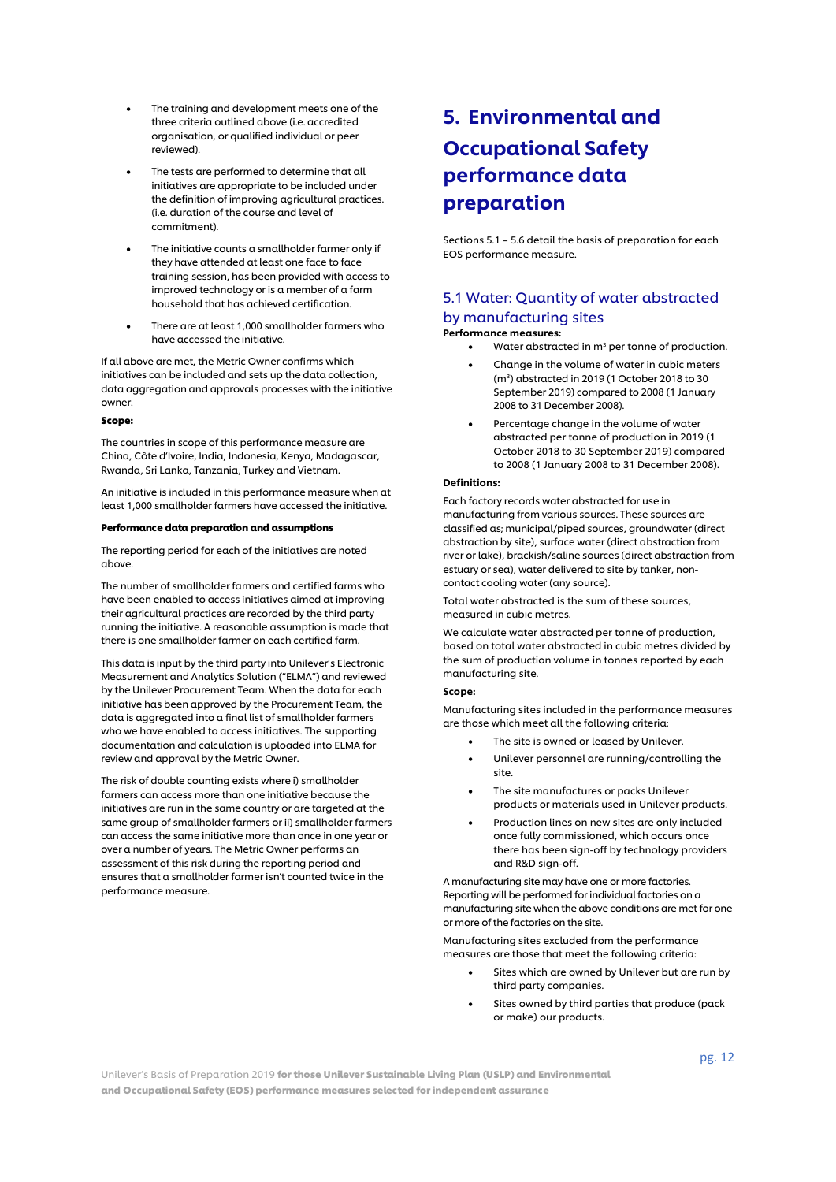- The training and development meets one of the three criteria outlined above (i.e. accredited organisation, or qualified individual or peer reviewed).
- The tests are performed to determine that all initiatives are appropriate to be included under the definition of improving agricultural practices. (i.e. duration of the course and level of commitment).
- The initiative counts a smallholder farmer only if they have attended at least one face to face training session, has been provided with access to improved technology or is a member of a farm household that has achieved certification.
- There are at least 1,000 smallholder farmers who have accessed the initiative.

If all above are met, the Metric Owner confirms which initiatives can be included and sets up the data collection, data aggregation and approvals processes with the initiative owner.

**Scope:**

The countries in scope of this performance measure are China, Côte d'Ivoire, India, Indonesia, Kenya, Madagascar, Rwanda, Sri Lanka, Tanzania, Turkey and Vietnam.

An initiative is included in this performance measure when at least 1,000 smallholder farmers have accessed the initiative.

**Performance data preparation and assumptions**

The reporting period for each of the initiatives are noted above.

The number of smallholder farmers and certified farms who have been enabled to access initiatives aimed at improving their agricultural practices are recorded by the third party running the initiative. A reasonable assumption is made that there is one smallholder farmer on each certified farm.

This data is input by the third party into Unilever's Electronic Measurement and Analytics Solution ("ELMA") and reviewed by the Unilever Procurement Team. When the data for each initiative has been approved by the Procurement Team, the data is aggregated into a final list of smallholder farmers who we have enabled to access initiatives. The supporting documentation and calculation is uploaded into ELMA for review and approval by the Metric Owner.

The risk of double counting exists where i) smallholder farmers can access more than one initiative because the initiatives are run in the same country or are targeted at the same group of smallholder farmers or ii) smallholder farmers can access the same initiative more than once in one year or over a number of years. The Metric Owner performs an assessment of this risk during the reporting period and ensures that a smallholder farmer isn't counted twice in the performance measure.

# 5. Environmental and Occupational Safety performance data preparation

Sections 5.1 – 5.6 detail the basis of preparation for each EOS performance measure.

## 5.1 Water: Quantity of water abstracted by manufacturing sites

**Performance measures:**

- Water abstracted in m³ per tonne of production.
- Change in the volume of water in cubic meters (m³) abstracted in 2019 (1 October 2018 to 30 September 2019) compared to 2008 (1 January 2008 to 31 December 2008).
- Percentage change in the volume of water abstracted per tonne of production in 2019 (1 October 2018 to 30 September 2019) compared to 2008 (1 January 2008 to 31 December 2008).

**Definitions:**

Each factory records water abstracted for use in manufacturing from various sources. These sources are classified as; municipal/piped sources, groundwater (direct abstraction by site), surface water (direct abstraction from river or lake), brackish/saline sources (direct abstraction from estuary or sea), water delivered to site by tanker, non-contact cooling water (any source).

Total water abstracted is the sum of these sources, measured in cubic metres.

We calculate water abstracted per tonne of production, based on total water abstracted in cubic metres divided by the sum of production volume in tonnes reported by each manufacturing site.

**Scope:**

Manufacturing sites included in the performance measures are those which meet all the following criteria:

- The site is owned or leased by Unilever.
- Unilever personnel are running/controlling the site.
- The site manufactures or packs Unilever products or materials used in Unilever products.
- Production lines on new sites are only included once fully commissioned, which occurs once there has been sign-off by technology providers and R&D sign-off.

A manufacturing site may have one or more factories. Reporting will be performed for individual factories on a manufacturing site when the above conditions are met for one or more of the factories on the site.

Manufacturing sites excluded from the performance measures are those that meet the following criteria:

- Sites which are owned by Unilever but are run by third party companies.
- Sites owned by third parties that produce (pack or make) our products.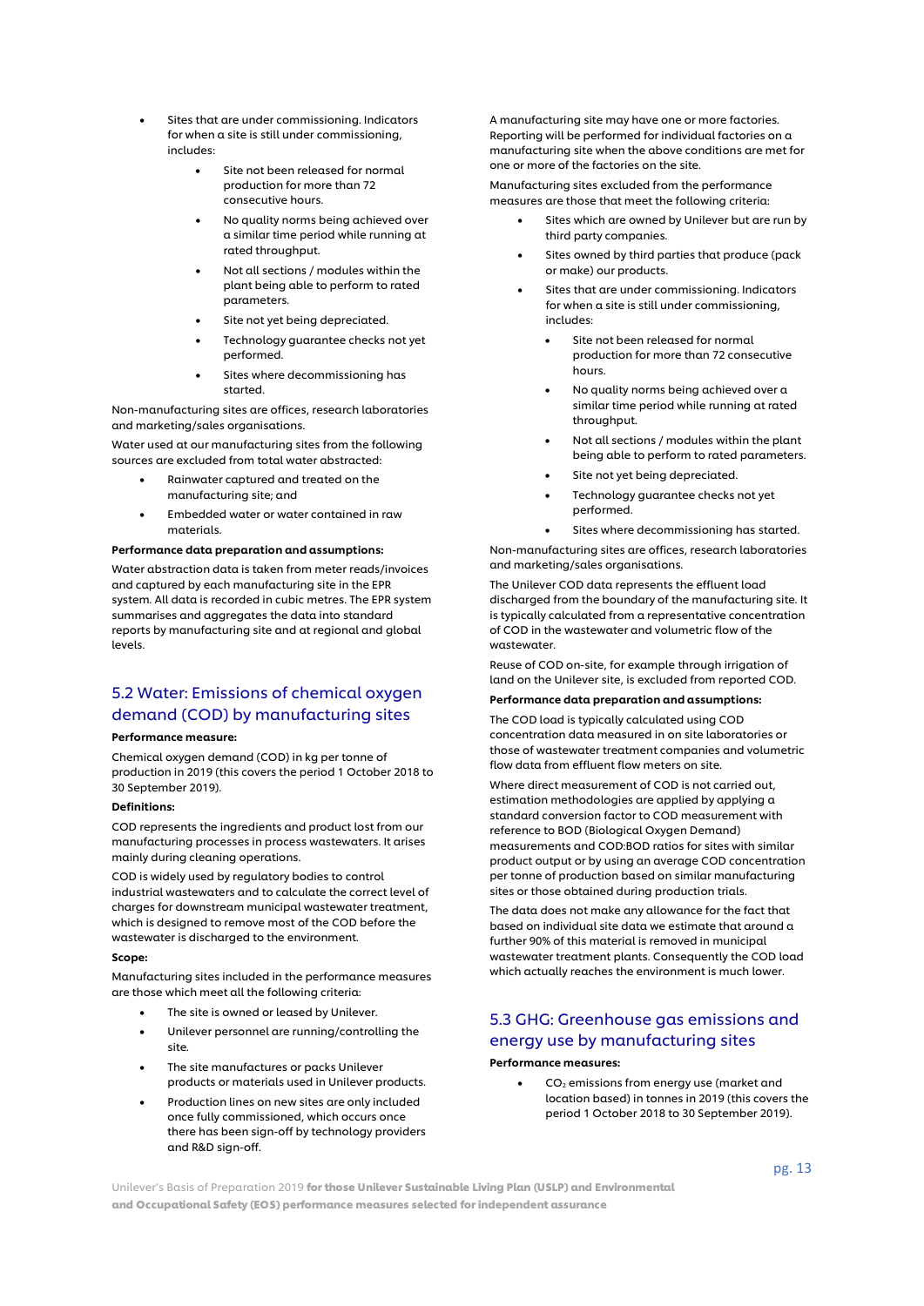- Sites that are under commissioning. Indicators for when a site is still under commissioning, includes:
    - Site not been released for normal production for more than 72 consecutive hours.
    - No quality norms being achieved over a similar time period while running at rated throughput.
    - Not all sections / modules within the plant being able to perform to rated parameters.
    - Site not yet being depreciated.
    - Technology guarantee checks not yet performed.
    - Sites where decommissioning has started.

Non-manufacturing sites are offices, research laboratories and marketing/sales organisations.

Water used at our manufacturing sites from the following sources are excluded from total water abstracted:

- Rainwater captured and treated on the manufacturing site; and
- Embedded water or water contained in raw materials.

**Performance data preparation and assumptions:**

Water abstraction data is taken from meter reads/invoices and captured by each manufacturing site in the EPR system. All data is recorded in cubic metres. The EPR system summarises and aggregates the data into standard reports by manufacturing site and at regional and global levels.

## 5.2 Water: Emissions of chemical oxygen demand (COD) by manufacturing sites

**Performance measure:**

Chemical oxygen demand (COD) in kg per tonne of production in 2019 (this covers the period 1 October 2018 to 30 September 2019).

**Definitions:**

COD represents the ingredients and product lost from our manufacturing processes in process wastewaters. It arises mainly during cleaning operations.

COD is widely used by regulatory bodies to control industrial wastewaters and to calculate the correct level of charges for downstream municipal wastewater treatment, which is designed to remove most of the COD before the wastewater is discharged to the environment.

**Scope:**

Manufacturing sites included in the performance measures are those which meet all the following criteria:

- The site is owned or leased by Unilever.
- Unilever personnel are running/controlling the site.
- The site manufactures or packs Unilever products or materials used in Unilever products.
- Production lines on new sites are only included once fully commissioned, which occurs once there has been sign-off by technology providers and R&D sign-off.

A manufacturing site may have one or more factories. Reporting will be performed for individual factories on a manufacturing site when the above conditions are met for one or more of the factories on the site.

Manufacturing sites excluded from the performance measures are those that meet the following criteria:

- Sites which are owned by Unilever but are run by third party companies.
- Sites owned by third parties that produce (pack or make) our products.
- Sites that are under commissioning. Indicators for when a site is still under commissioning, includes:
    - Site not been released for normal production for more than 72 consecutive hours.
    - No quality norms being achieved over a similar time period while running at rated throughput.
    - Not all sections / modules within the plant being able to perform to rated parameters.
    - Site not yet being depreciated.
    - Technology guarantee checks not yet performed.
    - Sites where decommissioning has started.

Non-manufacturing sites are offices, research laboratories and marketing/sales organisations.

The Unilever COD data represents the effluent load discharged from the boundary of the manufacturing site. It is typically calculated from a representative concentration of COD in the wastewater and volumetric flow of the wastewater.

Reuse of COD on-site, for example through irrigation of land on the Unilever site, is excluded from reported COD.

**Performance data preparation and assumptions:**

The COD load is typically calculated using COD concentration data measured in on site laboratories or those of wastewater treatment companies and volumetric flow data from effluent flow meters on site.

Where direct measurement of COD is not carried out, estimation methodologies are applied by applying a standard conversion factor to COD measurement with reference to BOD (Biological Oxygen Demand) measurements and COD:BOD ratios for sites with similar product output or by using an average COD concentration per tonne of production based on similar manufacturing sites or those obtained during production trials.

The data does not make any allowance for the fact that based on individual site data we estimate that around a further 90% of this material is removed in municipal wastewater treatment plants. Consequently the COD load which actually reaches the environment is much lower.

## 5.3 GHG: Greenhouse gas emissions and energy use by manufacturing sites

**Performance measures:**

- $CO_2$ emissions from energy use (market and location based) in tonnes in 2019 (this covers the period 1 October 2018 to 30 September 2019).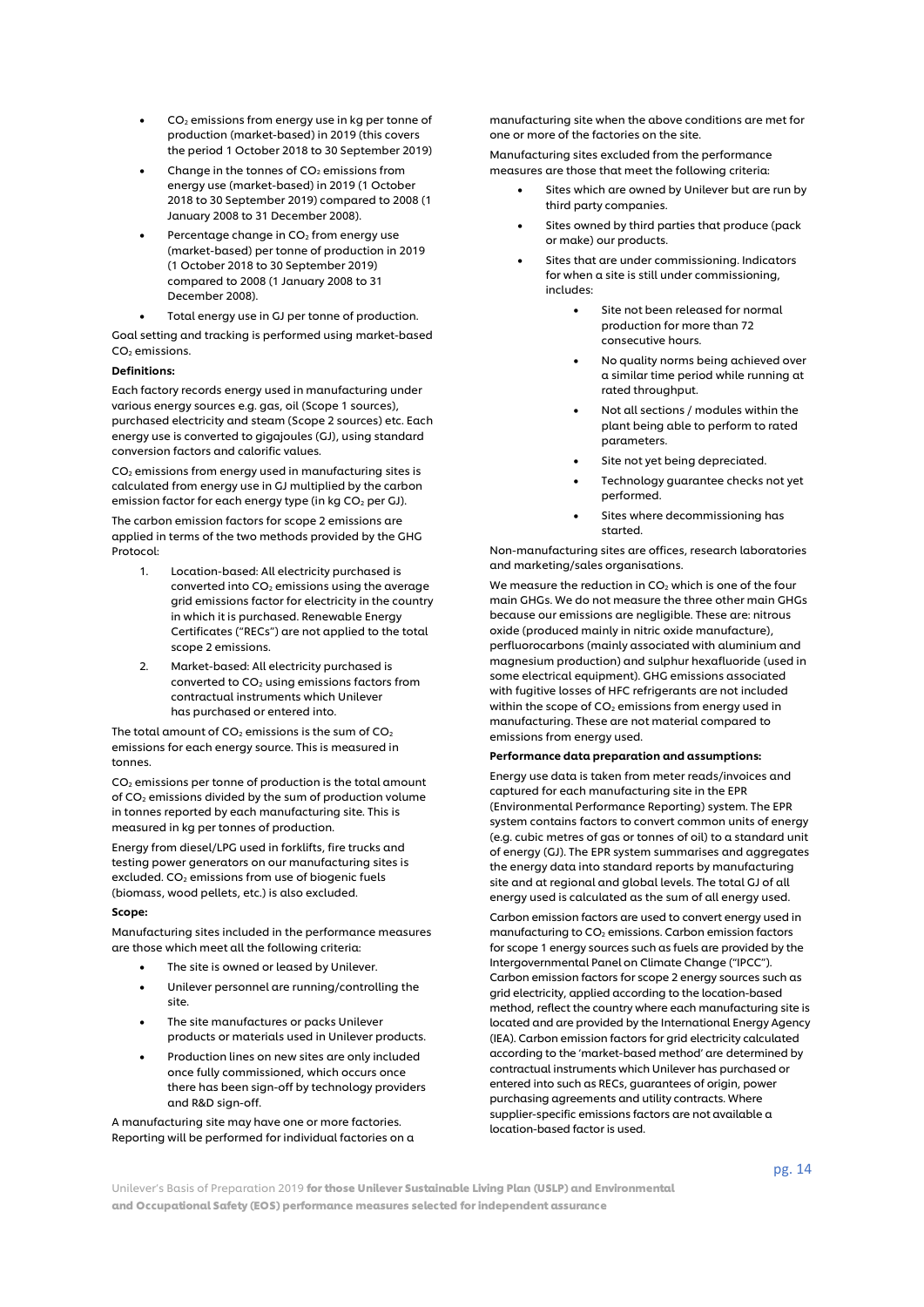- $CO_2$ emissions from energy use in kg per tonne of production (market-based) in 2019 (this covers the period 1 October 2018 to 30 September 2019)
- Change in the tonnes of $CO_2$ emissions from energy use (market-based) in 2019 (1 October 2018 to 30 September 2019) compared to 2008 (1 January 2008 to 31 December 2008).
- Percentage change in $CO_2$ from energy use (market-based) per tonne of production in 2019 (1 October 2018 to 30 September 2019) compared to 2008 (1 January 2008 to 31 December 2008).
- Total energy use in GJ per tonne of production.

Goal setting and tracking is performed using market-based $CO_2$ emissions.

**Definitions:**

Each factory records energy used in manufacturing under various energy sources e.g. gas, oil (Scope 1 sources), purchased electricity and steam (Scope 2 sources) etc. Each energy use is converted to gigajoules (GJ), using standard conversion factors and calorific values.

$CO_2$ emissions from energy used in manufacturing sites is calculated from energy use in GJ multiplied by the carbon emission factor for each energy type (in kg $CO_2$ per GJ).

The carbon emission factors for scope 2 emissions are applied in terms of the two methods provided by the GHG Protocol:

1. Location-based: All electricity purchased is converted into $CO_2$ emissions using the average grid emissions factor for electricity in the country in which it is purchased. Renewable Energy Certificates ("RECs") are not applied to the total scope 2 emissions.
2. Market-based: All electricity purchased is converted to $CO_2$ using emissions factors from contractual instruments which Unilever has purchased or entered into.

The total amount of $CO_2$ emissions is the sum of $CO_2$ emissions for each energy source. This is measured in tonnes.

$CO_2$ emissions per tonne of production is the total amount of $CO_2$ emissions divided by the sum of production volume in tonnes reported by each manufacturing site. This is measured in kg per tonnes of production.

Energy from diesel/LPG used in forklifts, fire trucks and testing power generators on our manufacturing sites is excluded. $CO_2$ emissions from use of biogenic fuels (biomass, wood pellets, etc.) is also excluded.

**Scope:**

Manufacturing sites included in the performance measures are those which meet all the following criteria:

- The site is owned or leased by Unilever.
- Unilever personnel are running/controlling the site.
- The site manufactures or packs Unilever products or materials used in Unilever products.
- Production lines on new sites are only included once fully commissioned, which occurs once there has been sign-off by technology providers and R&D sign-off.

A manufacturing site may have one or more factories. Reporting will be performed for individual factories on a manufacturing site when the above conditions are met for one or more of the factories on the site.

Manufacturing sites excluded from the performance measures are those that meet the following criteria:

- Sites which are owned by Unilever but are run by third party companies.
- Sites owned by third parties that produce (pack or make) our products.
- Sites that are under commissioning. Indicators for when a site is still under commissioning, includes:
    - Site not been released for normal production for more than 72 consecutive hours.
    - No quality norms being achieved over a similar time period while running at rated throughput.
    - Not all sections / modules within the plant being able to perform to rated parameters.
    - Site not yet being depreciated.
    - Technology guarantee checks not yet performed.
    - Sites where decommissioning has started.

Non-manufacturing sites are offices, research laboratories and marketing/sales organisations.

We measure the reduction in $CO_2$ which is one of the four main GHGs. We do not measure the three other main GHGs because our emissions are negligible. These are: nitrous oxide (produced mainly in nitric oxide manufacture), perfluorocarbons (mainly associated with aluminium and magnesium production) and sulphur hexafluoride (used in some electrical equipment). GHG emissions associated with fugitive losses of HFC refrigerants are not included within the scope of $CO_2$ emissions from energy used in manufacturing. These are not material compared to emissions from energy used.

**Performance data preparation and assumptions:**

Energy use data is taken from meter reads/invoices and captured for each manufacturing site in the EPR (Environmental Performance Reporting) system. The EPR system contains factors to convert common units of energy (e.g. cubic metres of gas or tonnes of oil) to a standard unit of energy (GJ). The EPR system summarises and aggregates the energy data into standard reports by manufacturing site and at regional and global levels. The total GJ of all energy used is calculated as the sum of all energy used.

Carbon emission factors are used to convert energy used in manufacturing to $CO_2$ emissions. Carbon emission factors for scope 1 energy sources such as fuels are provided by the Intergovernmental Panel on Climate Change ("IPCC"). Carbon emission factors for scope 2 energy sources such as grid electricity, applied according to the location-based method, reflect the country where each manufacturing site is located and are provided by the International Energy Agency (IEA). Carbon emission factors for grid electricity calculated according to the 'market-based method' are determined by contractual instruments which Unilever has purchased or entered into such as RECs, guarantees of origin, power purchasing agreements and utility contracts. Where supplier-specific emissions factors are not available a location-based factor is used.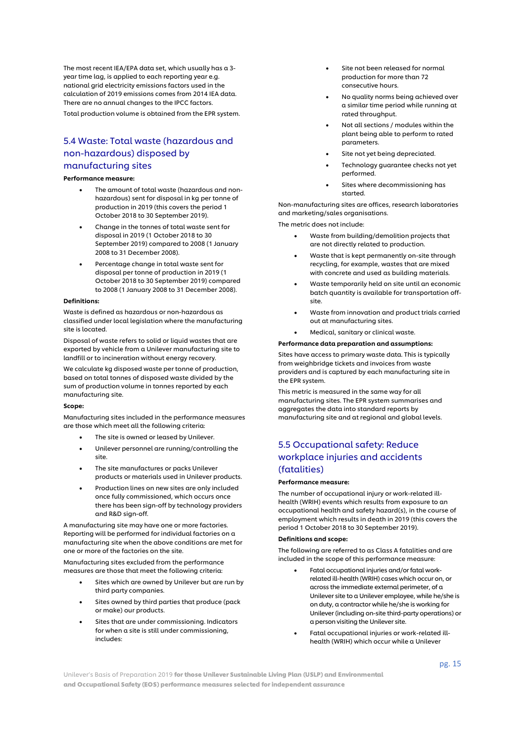The most recent IEA/EPA data set, which usually has a 3-year time lag, is applied to each reporting year e.g. national grid electricity emissions factors used in the calculation of 2019 emissions comes from 2014 IEA data. There are no annual changes to the IPCC factors.

Total production volume is obtained from the EPR system.

## 5.4 Waste: Total waste (hazardous and non-hazardous) disposed by manufacturing sites

**Performance measure:**

- The amount of total waste (hazardous and non-hazardous) sent for disposal in kg per tonne of production in 2019 (this covers the period 1 October 2018 to 30 September 2019).
- Change in the tonnes of total waste sent for disposal in 2019 (1 October 2018 to 30 September 2019) compared to 2008 (1 January 2008 to 31 December 2008).
- Percentage change in total waste sent for disposal per tonne of production in 2019 (1 October 2018 to 30 September 2019) compared to 2008 (1 January 2008 to 31 December 2008).

**Definitions:**

Waste is defined as hazardous or non-hazardous as classified under local legislation where the manufacturing site is located.

Disposal of waste refers to solid or liquid wastes that are exported by vehicle from a Unilever manufacturing site to landfill or to incineration without energy recovery.

We calculate kg disposed waste per tonne of production, based on total tonnes of disposed waste divided by the sum of production volume in tonnes reported by each manufacturing site.

**Scope:**

Manufacturing sites included in the performance measures are those which meet all the following criteria:

- The site is owned or leased by Unilever.
- Unilever personnel are running/controlling the site.
- The site manufactures or packs Unilever products or materials used in Unilever products.
- Production lines on new sites are only included once fully commissioned, which occurs once there has been sign-off by technology providers and R&D sign-off.

A manufacturing site may have one or more factories. Reporting will be performed for individual factories on a manufacturing site when the above conditions are met for one or more of the factories on the site.

Manufacturing sites excluded from the performance measures are those that meet the following criteria:

- Sites which are owned by Unilever but are run by third party companies.
- Sites owned by third parties that produce (pack or make) our products.
- Sites that are under commissioning. Indicators for when a site is still under commissioning, includes:
    - Site not been released for normal production for more than 72 consecutive hours.
    - No quality norms being achieved over a similar time period while running at rated throughput.
    - Not all sections / modules within the plant being able to perform to rated parameters.
    - Site not yet being depreciated.
    - Technology guarantee checks not yet performed.
    - Sites where decommissioning has started.

Non-manufacturing sites are offices, research laboratories and marketing/sales organisations.

The metric does not include:

- Waste from building/demolition projects that are not directly related to production.
- Waste that is kept permanently on-site through recycling, for example, wastes that are mixed with concrete and used as building materials.
- Waste temporarily held on site until an economic batch quantity is available for transportation off-site.
- Waste from innovation and product trials carried out at manufacturing sites.
- Medical, sanitary or clinical waste.

**Performance data preparation and assumptions:**

Sites have access to primary waste data. This is typically from weighbridge tickets and invoices from waste providers and is captured by each manufacturing site in the EPR system.

This metric is measured in the same way for all manufacturing sites. The EPR system summarises and aggregates the data into standard reports by manufacturing site and at regional and global levels.

## 5.5 Occupational safety: Reduce workplace injuries and accidents (fatalities)

**Performance measure:**

The number of occupational injury or work-related ill-health (WRIH) events which results from exposure to an occupational health and safety hazard(s), in the course of employment which results in death in 2019 (this covers the period 1 October 2018 to 30 September 2019).

**Definitions and scope:**

The following are referred to as Class A fatalities and are included in the scope of this performance measure:

- Fatal occupational injuries and/or fatal work-related ill-health (WRIH) cases which occur on, or across the immediate external perimeter, of a Unilever site to a Unilever employee, while he/she is on duty, a contractor while he/she is working for Unilever (including on-site third-party operations) or a person visiting the Unilever site.
- Fatal occupational injuries or work-related ill-health (WRIH) which occur while a Unilever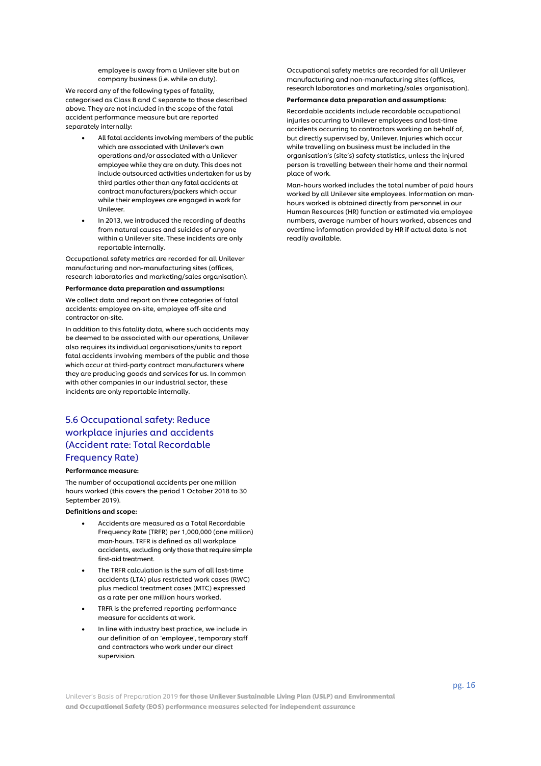employee is away from a Unilever site but on company business (i.e. while on duty).

We record any of the following types of fatality, categorised as Class B and C separate to those described above. They are not included in the scope of the fatal accident performance measure but are reported separately internally:

- All fatal accidents involving members of the public which are associated with Unilever's own operations and/or associated with a Unilever employee while they are on duty. This does not include outsourced activities undertaken for us by third parties other than any fatal accidents at contract manufacturers/packers which occur while their employees are engaged in work for Unilever.
- In 2013, we introduced the recording of deaths from natural causes and suicides of anyone within a Unilever site. These incidents are only reportable internally.

Occupational safety metrics are recorded for all Unilever manufacturing and non-manufacturing sites (offices, research laboratories and marketing/sales organisation).

**Performance data preparation and assumptions:**

We collect data and report on three categories of fatal accidents: employee on-site, employee off-site and contractor on-site.

In addition to this fatality data, where such accidents may be deemed to be associated with our operations, Unilever also requires its individual organisations/units to report fatal accidents involving members of the public and those which occur at third-party contract manufacturers where they are producing goods and services for us. In common with other companies in our industrial sector, these incidents are only reportable internally.

## 5.6 Occupational safety: Reduce workplace injuries and accidents (Accident rate: Total Recordable Frequency Rate)

**Performance measure:**

The number of occupational accidents per one million hours worked (this covers the period 1 October 2018 to 30 September 2019).

**Definitions and scope:**

- Accidents are measured as a Total Recordable Frequency Rate (TRFR) per 1,000,000 (one million) man-hours. TRFR is defined as all workplace accidents, excluding only those that require simple first-aid treatment.
- The TRFR calculation is the sum of all lost-time accidents (LTA) plus restricted work cases (RWC) plus medical treatment cases (MTC) expressed as a rate per one million hours worked.
- TRFR is the preferred reporting performance measure for accidents at work.
- In line with industry best practice, we include in our definition of an 'employee', temporary staff and contractors who work under our direct supervision.

Occupational safety metrics are recorded for all Unilever manufacturing and non-manufacturing sites (offices, research laboratories and marketing/sales organisation).

**Performance data preparation and assumptions:**

Recordable accidents include recordable occupational injuries occurring to Unilever employees and lost-time accidents occurring to contractors working on behalf of, but directly supervised by, Unilever. Injuries which occur while travelling on business must be included in the organisation's (site's) safety statistics, unless the injured person is travelling between their home and their normal place of work.

Man-hours worked includes the total number of paid hours worked by all Unilever site employees. Information on man-hours worked is obtained directly from personnel in our Human Resources (HR) function or estimated via employee numbers, average number of hours worked, absences and overtime information provided by HR if actual data is not readily available.